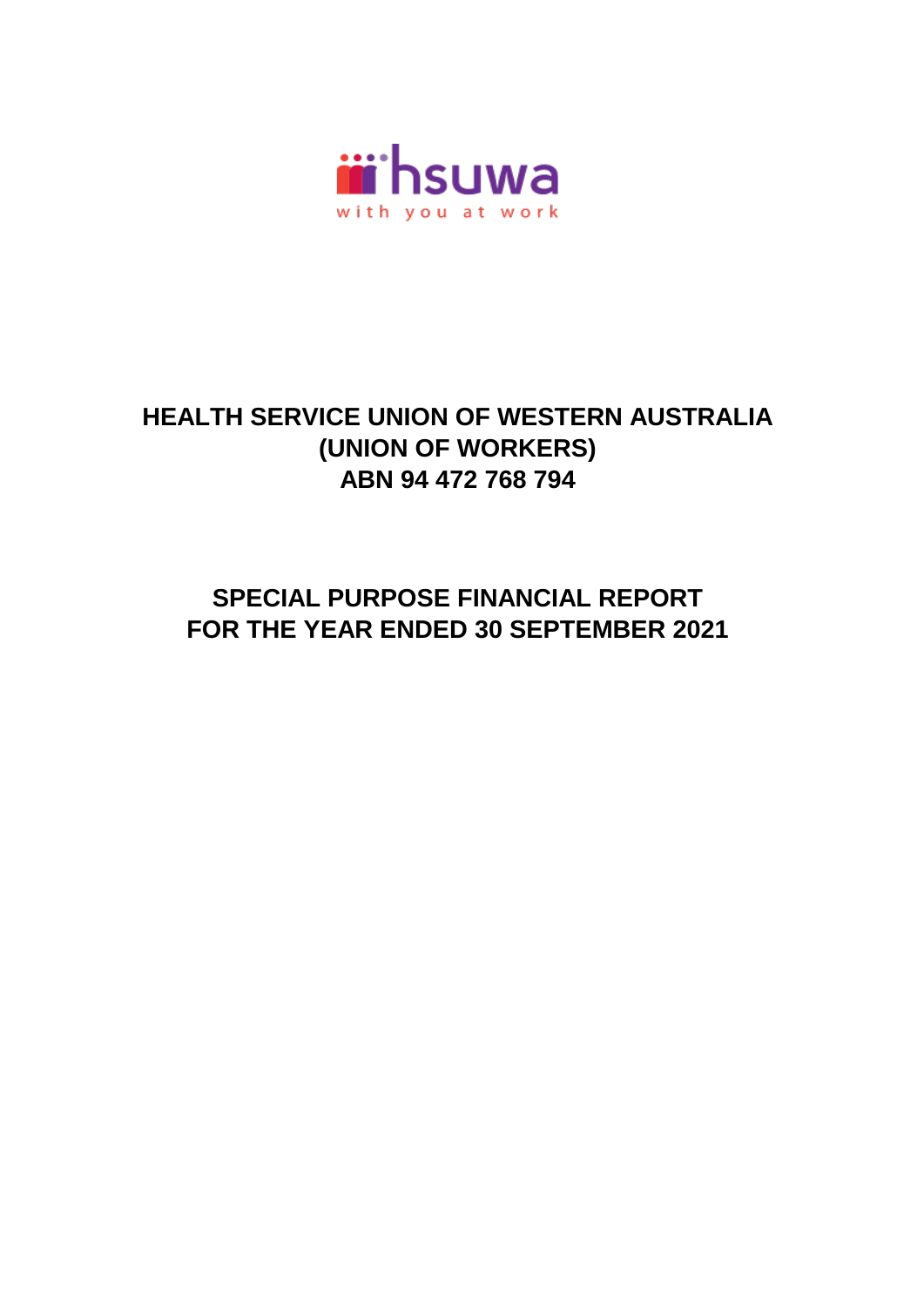hsuwa

with you at work

# HEALTH SERVICE UNION OF WESTERN AUSTRALIA (UNION OF WORKERS)

# ABN 94 472 768 794

## SPECIAL PURPOSE FINANCIAL REPORT FOR THE YEAR ENDED 30 SEPTEMBER 2021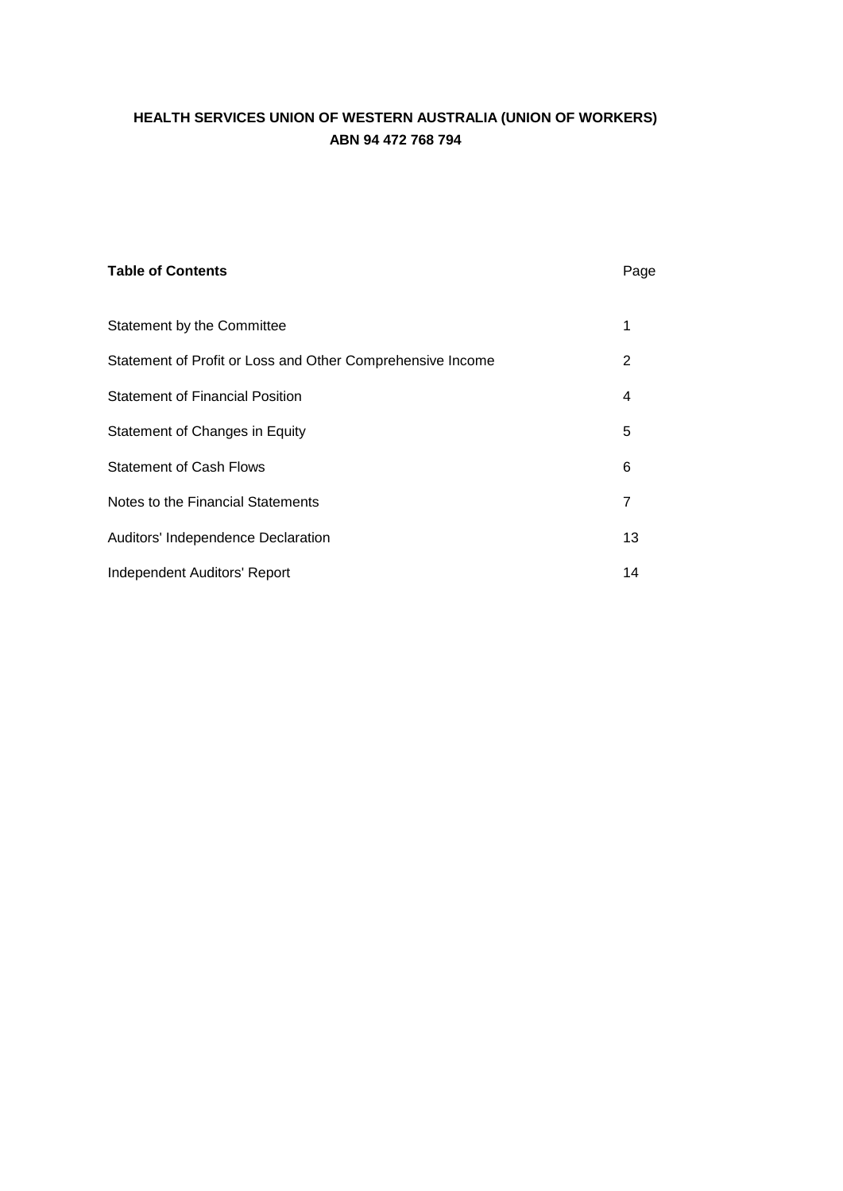**HEALTH SERVICES UNION OF WESTERN AUSTRALIA (UNION OF WORKERS)**
**ABN 94 472 768 794**

| **Table of Contents** | Page |
|---|---|
| Statement by the Committee | 1 |
| Statement of Profit or Loss and Other Comprehensive Income | 2 |
| Statement of Financial Position | 4 |
| Statement of Changes in Equity | 5 |
| Statement of Cash Flows | 6 |
| Notes to the Financial Statements | 7 |
| Auditors' Independence Declaration | 13 |
| Independent Auditors' Report | 14 |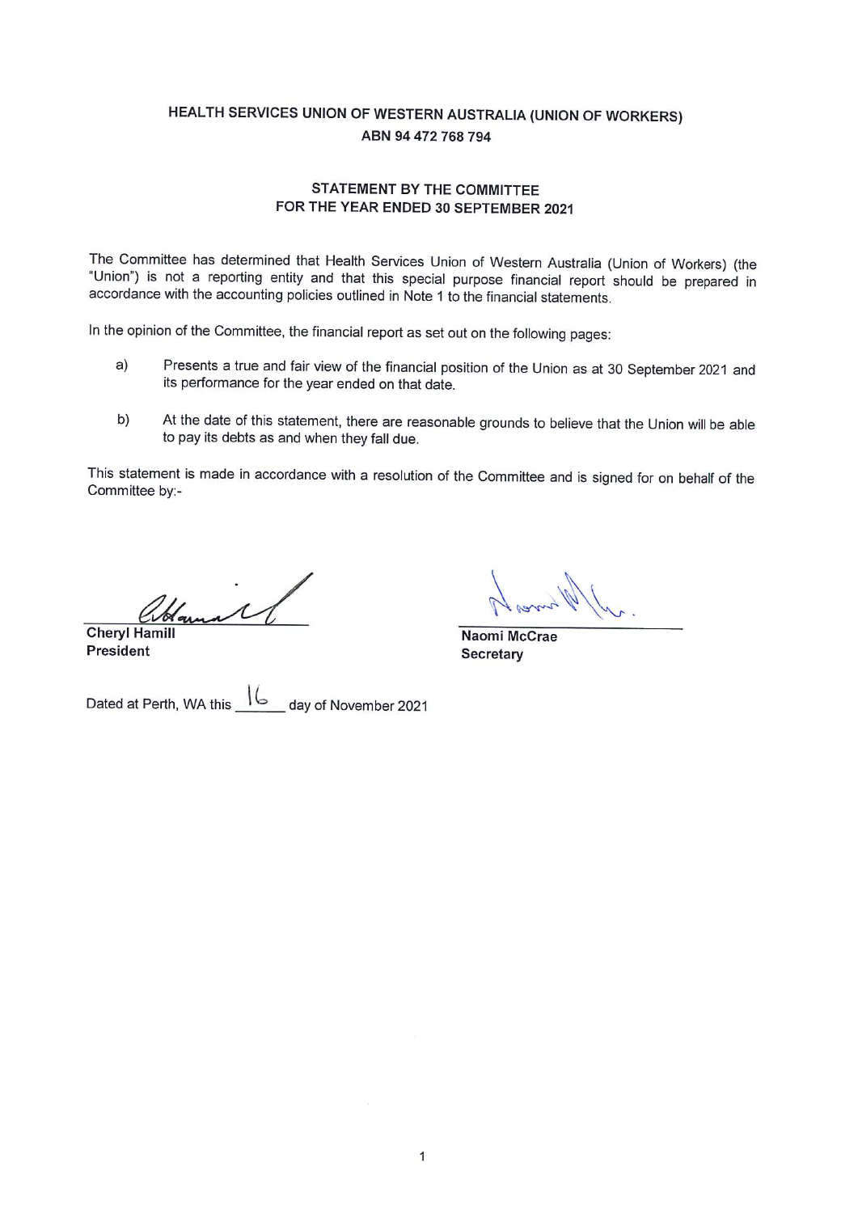# HEALTH SERVICES UNION OF WESTERN AUSTRALIA (UNION OF WORKERS)

**ABN 94 472 768 794**

## STATEMENT BY THE COMMITTEE
## FOR THE YEAR ENDED 30 SEPTEMBER 2021

The Committee has determined that Health Services Union of Western Australia (Union of Workers) (the "Union") is not a reporting entity and that this special purpose financial report should be prepared in accordance with the accounting policies outlined in Note 1 to the financial statements.

In the opinion of the Committee, the financial report as set out on the following pages:

a) Presents a true and fair view of the financial position of the Union as at 30 September 2021 and its performance for the year ended on that date.

b) At the date of this statement, there are reasonable grounds to believe that the Union will be able to pay its debts as and when they fall due.

This statement is made in accordance with a resolution of the Committee and is signed for on behalf of the Committee by:-

**Cheryl Hamill**
**President**

**Naomi McCrae**
**Secretary**

Dated at Perth, WA this 16 day of November 2021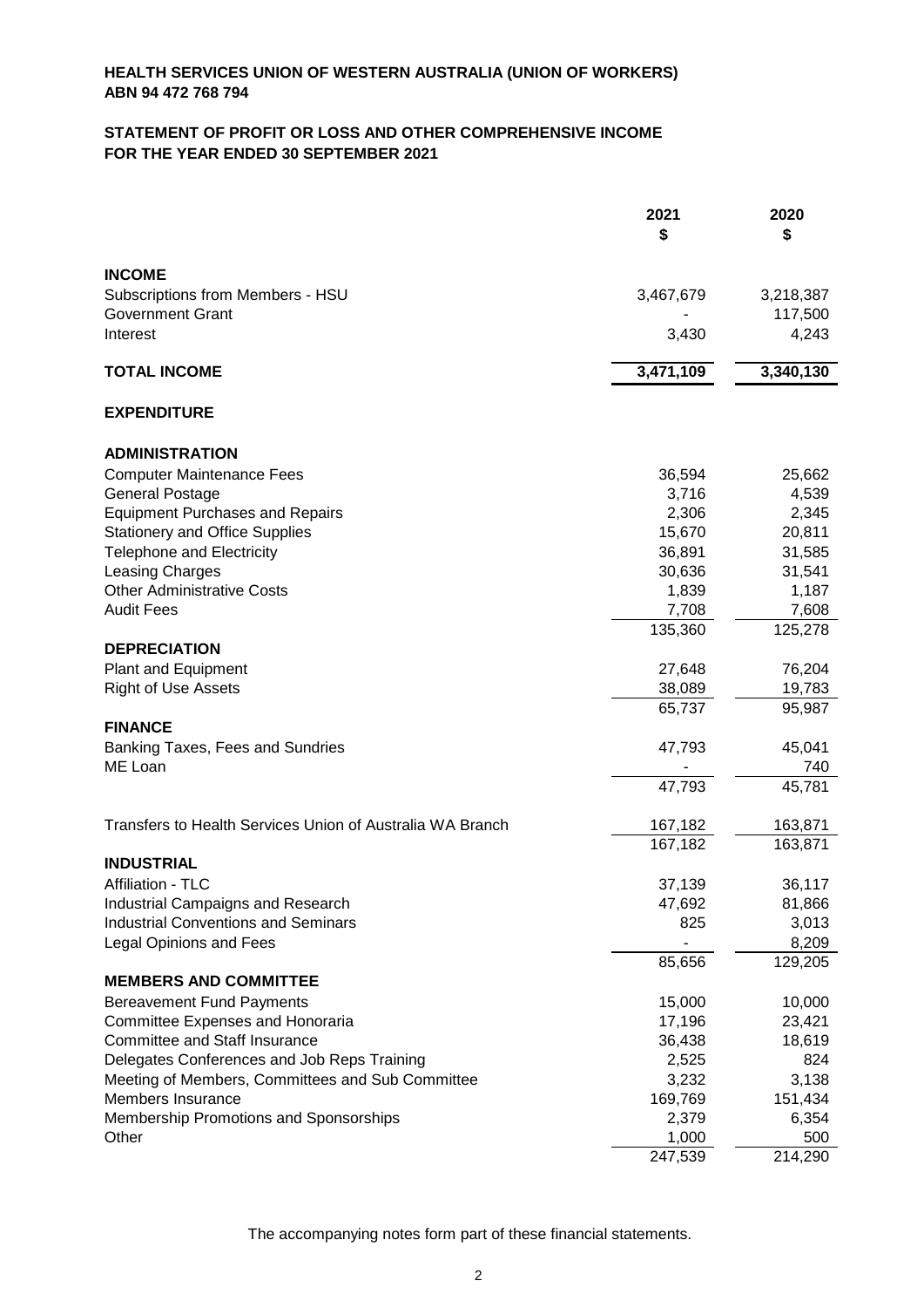**HEALTH SERVICES UNION OF WESTERN AUSTRALIA (UNION OF WORKERS)**
**ABN 94 472 768 794**

**STATEMENT OF PROFIT OR LOSS AND OTHER COMPREHENSIVE INCOME**
**FOR THE YEAR ENDED 30 SEPTEMBER 2021**

| | 2021 $ | 2020 $ |
|---|---|---|
| **INCOME** | | |
| Subscriptions from Members - HSU | 3,467,679 | 3,218,387 |
| Government Grant | - | 117,500 |
| Interest | 3,430 | 4,243 |
| **TOTAL INCOME** | **3,471,109** | **3,340,130** |
| **EXPENDITURE** | | |
| **ADMINISTRATION** | | |
| Computer Maintenance Fees | 36,594 | 25,662 |
| General Postage | 3,716 | 4,539 |
| Equipment Purchases and Repairs | 2,306 | 2,345 |
| Stationery and Office Supplies | 15,670 | 20,811 |
| Telephone and Electricity | 36,891 | 31,585 |
| Leasing Charges | 30,636 | 31,541 |
| Other Administrative Costs | 1,839 | 1,187 |
| Audit Fees | 7,708 | 7,608 |
| | 135,360 | 125,278 |
| **DEPRECIATION** | | |
| Plant and Equipment | 27,648 | 76,204 |
| Right of Use Assets | 38,089 | 19,783 |
| | 65,737 | 95,987 |
| **FINANCE** | | |
| Banking Taxes, Fees and Sundries | 47,793 | 45,041 |
| ME Loan | - | 740 |
| | 47,793 | 45,781 |
| Transfers to Health Services Union of Australia WA Branch | 167,182 | 163,871 |
| | 167,182 | 163,871 |
| **INDUSTRIAL** | | |
| Affiliation - TLC | 37,139 | 36,117 |
| Industrial Campaigns and Research | 47,692 | 81,866 |
| Industrial Conventions and Seminars | 825 | 3,013 |
| Legal Opinions and Fees | - | 8,209 |
| | 85,656 | 129,205 |
| **MEMBERS AND COMMITTEE** | | |
| Bereavement Fund Payments | 15,000 | 10,000 |
| Committee Expenses and Honoraria | 17,196 | 23,421 |
| Committee and Staff Insurance | 36,438 | 18,619 |
| Delegates Conferences and Job Reps Training | 2,525 | 824 |
| Meeting of Members, Committees and Sub Committee | 3,232 | 3,138 |
| Members Insurance | 169,769 | 151,434 |
| Membership Promotions and Sponsorships | 2,379 | 6,354 |
| Other | 1,000 | 500 |
| | 247,539 | 214,290 |

The accompanying notes form part of these financial statements.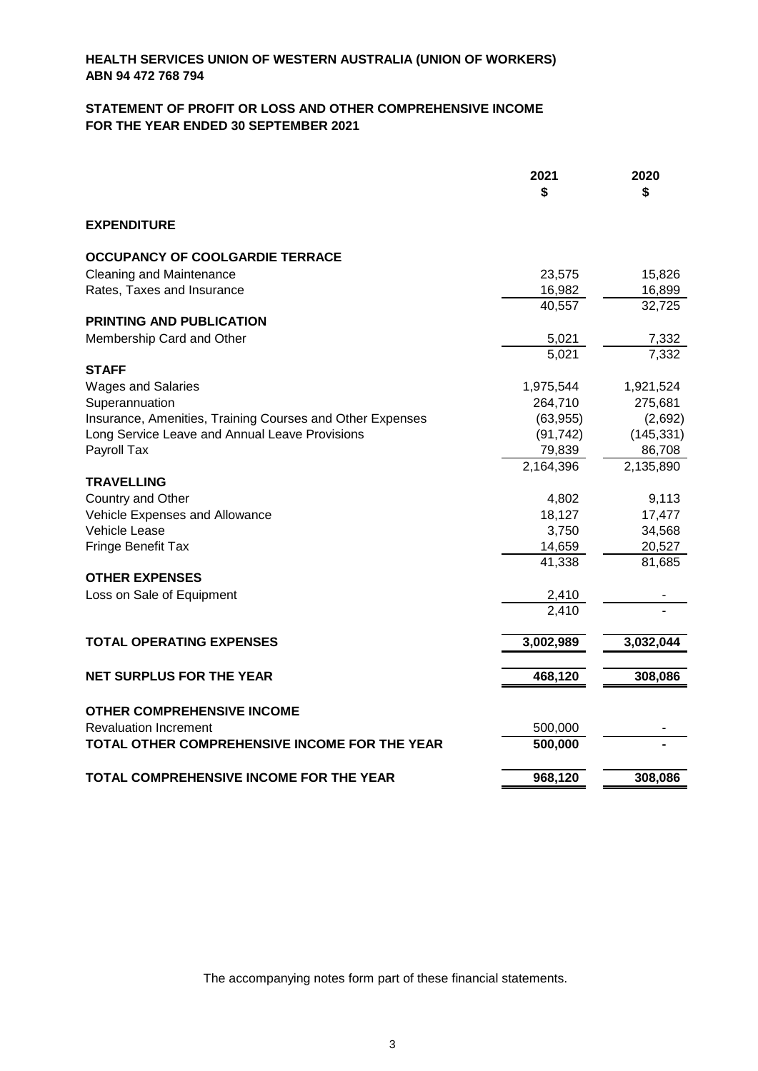**HEALTH SERVICES UNION OF WESTERN AUSTRALIA (UNION OF WORKERS)**
**ABN 94 472 768 794**

**STATEMENT OF PROFIT OR LOSS AND OTHER COMPREHENSIVE INCOME**
**FOR THE YEAR ENDED 30 SEPTEMBER 2021**

| | 2021<br>$ | 2020<br>$ |
|---|---|---|
| **EXPENDITURE** | | |
| **OCCUPANCY OF COOLGARDIE TERRACE** | | |
| Cleaning and Maintenance | 23,575 | 15,826 |
| Rates, Taxes and Insurance | 16,982 | 16,899 |
| | 40,557 | 32,725 |
| **PRINTING AND PUBLICATION** | | |
| Membership Card and Other | 5,021 | 7,332 |
| | 5,021 | 7,332 |
| **STAFF** | | |
| Wages and Salaries | 1,975,544 | 1,921,524 |
| Superannuation | 264,710 | 275,681 |
| Insurance, Amenities, Training Courses and Other Expenses | (63,955) | (2,692) |
| Long Service Leave and Annual Leave Provisions | (91,742) | (145,331) |
| Payroll Tax | 79,839 | 86,708 |
| | 2,164,396 | 2,135,890 |
| **TRAVELLING** | | |
| Country and Other | 4,802 | 9,113 |
| Vehicle Expenses and Allowance | 18,127 | 17,477 |
| Vehicle Lease | 3,750 | 34,568 |
| Fringe Benefit Tax | 14,659 | 20,527 |
| | 41,338 | 81,685 |
| **OTHER EXPENSES** | | |
| Loss on Sale of Equipment | 2,410 | - |
| | 2,410 | - |
| **TOTAL OPERATING EXPENSES** | **3,002,989** | **3,032,044** |
| **NET SURPLUS FOR THE YEAR** | **468,120** | **308,086** |
| **OTHER COMPREHENSIVE INCOME** | | |
| Revaluation Increment | 500,000 | - |
| **TOTAL OTHER COMPREHENSIVE INCOME FOR THE YEAR** | **500,000** | **-** |
| **TOTAL COMPREHENSIVE INCOME FOR THE YEAR** | **968,120** | **308,086** |

The accompanying notes form part of these financial statements.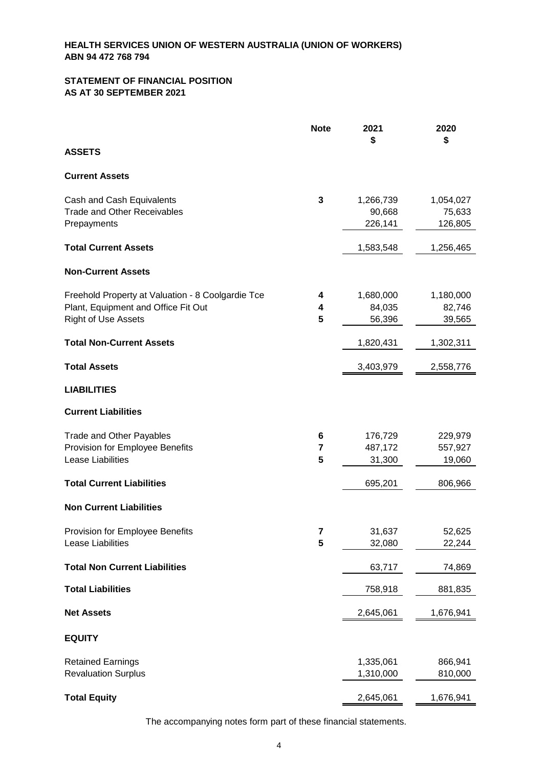**HEALTH SERVICES UNION OF WESTERN AUSTRALIA (UNION OF WORKERS)**
**ABN 94 472 768 794**

**STATEMENT OF FINANCIAL POSITION**
**AS AT 30 SEPTEMBER 2021**

| | Note | 2021 $ | 2020 $ |
|---|---|---|---|
| **ASSETS** | | | |
| **Current Assets** | | | |
| Cash and Cash Equivalents | 3 | 1,266,739 | 1,054,027 |
| Trade and Other Receivables | | 90,668 | 75,633 |
| Prepayments | | 226,141 | 126,805 |
| **Total Current Assets** | | 1,583,548 | 1,256,465 |
| **Non-Current Assets** | | | |
| Freehold Property at Valuation - 8 Coolgardie Tce | 4 | 1,680,000 | 1,180,000 |
| Plant, Equipment and Office Fit Out | 4 | 84,035 | 82,746 |
| Right of Use Assets | 5 | 56,396 | 39,565 |
| **Total Non-Current Assets** | | 1,820,431 | 1,302,311 |
| **Total Assets** | | 3,403,979 | 2,558,776 |
| **LIABILITIES** | | | |
| **Current Liabilities** | | | |
| Trade and Other Payables | 6 | 176,729 | 229,979 |
| Provision for Employee Benefits | 7 | 487,172 | 557,927 |
| Lease Liabilities | 5 | 31,300 | 19,060 |
| **Total Current Liabilities** | | 695,201 | 806,966 |
| **Non Current Liabilities** | | | |
| Provision for Employee Benefits | 7 | 31,637 | 52,625 |
| Lease Liabilities | 5 | 32,080 | 22,244 |
| **Total Non Current Liabilities** | | 63,717 | 74,869 |
| **Total Liabilities** | | 758,918 | 881,835 |
| **Net Assets** | | 2,645,061 | 1,676,941 |
| **EQUITY** | | | |
| Retained Earnings | | 1,335,061 | 866,941 |
| Revaluation Surplus | | 1,310,000 | 810,000 |
| **Total Equity** | | 2,645,061 | 1,676,941 |

The accompanying notes form part of these financial statements.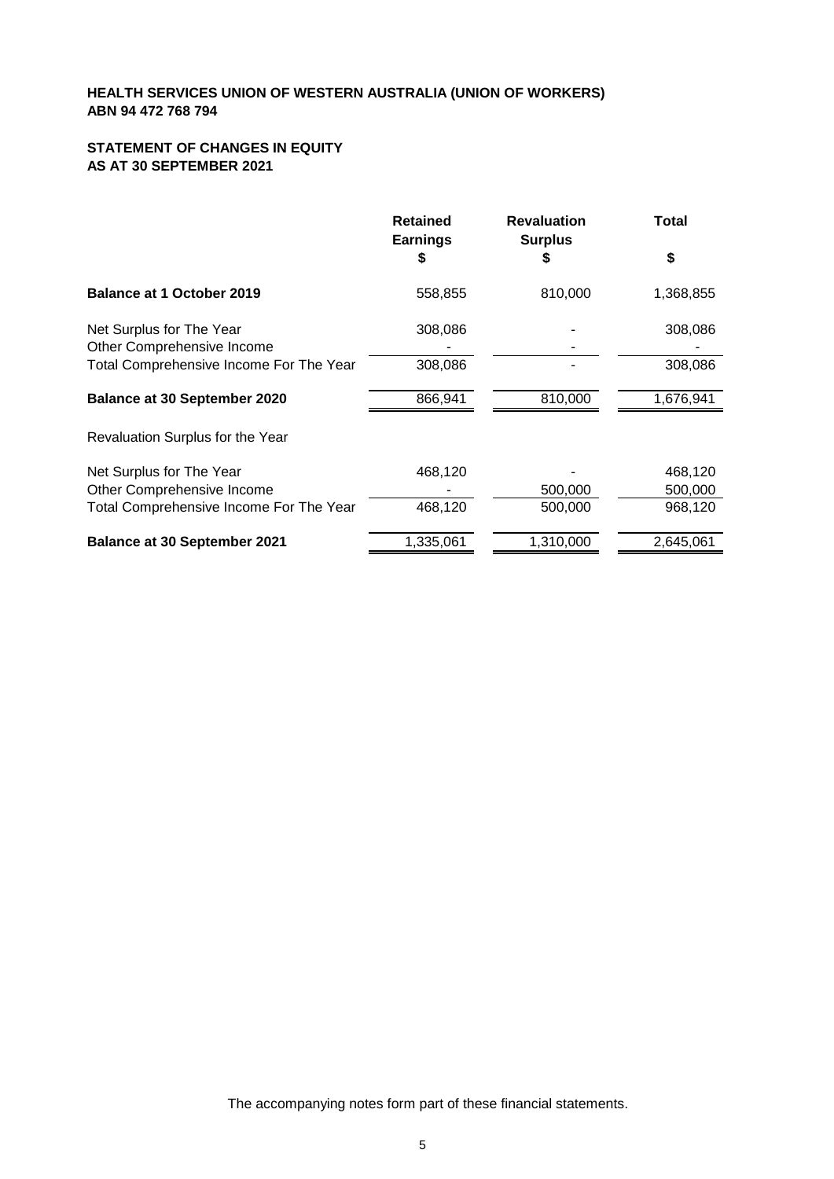**HEALTH SERVICES UNION OF WESTERN AUSTRALIA (UNION OF WORKERS)**
**ABN 94 472 768 794**

**STATEMENT OF CHANGES IN EQUITY**
**AS AT 30 SEPTEMBER 2021**

| | Retained Earnings $ | Revaluation Surplus $ | Total $ |
|---|---|---|---|
| **Balance at 1 October 2019** | 558,855 | 810,000 | 1,368,855 |
| Net Surplus for The Year | 308,086 | - | 308,086 |
| Other Comprehensive Income | - | - | - |
| Total Comprehensive Income For The Year | 308,086 | - | 308,086 |
| **Balance at 30 September 2020** | 866,941 | 810,000 | 1,676,941 |
| Revaluation Surplus for the Year | | | |
| Net Surplus for The Year | 468,120 | - | 468,120 |
| Other Comprehensive Income | - | 500,000 | 500,000 |
| Total Comprehensive Income For The Year | 468,120 | 500,000 | 968,120 |
| **Balance at 30 September 2021** | 1,335,061 | 1,310,000 | 2,645,061 |

The accompanying notes form part of these financial statements.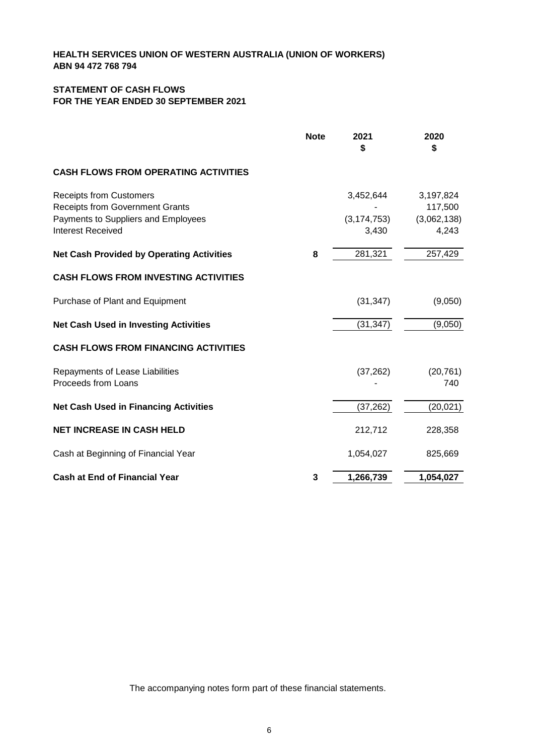**HEALTH SERVICES UNION OF WESTERN AUSTRALIA (UNION OF WORKERS)**
**ABN 94 472 768 794**

**STATEMENT OF CASH FLOWS**
**FOR THE YEAR ENDED 30 SEPTEMBER 2021**

| | Note | 2021 $ | 2020 $ |
|---|---|---|---|
| **CASH FLOWS FROM OPERATING ACTIVITIES** | | | |
| Receipts from Customers | | 3,452,644 | 3,197,824 |
| Receipts from Government Grants | | - | 117,500 |
| Payments to Suppliers and Employees | | (3,174,753) | (3,062,138) |
| Interest Received | | 3,430 | 4,243 |
| **Net Cash Provided by Operating Activities** | **8** | 281,321 | 257,429 |
| **CASH FLOWS FROM INVESTING ACTIVITIES** | | | |
| Purchase of Plant and Equipment | | (31,347) | (9,050) |
| **Net Cash Used in Investing Activities** | | (31,347) | (9,050) |
| **CASH FLOWS FROM FINANCING ACTIVITIES** | | | |
| Repayments of Lease Liabilities | | (37,262) | (20,761) |
| Proceeds from Loans | | - | 740 |
| **Net Cash Used in Financing Activities** | | (37,262) | (20,021) |
| **NET INCREASE IN CASH HELD** | | 212,712 | 228,358 |
| Cash at Beginning of Financial Year | | 1,054,027 | 825,669 |
| **Cash at End of Financial Year** | **3** | **1,266,739** | **1,054,027** |

The accompanying notes form part of these financial statements.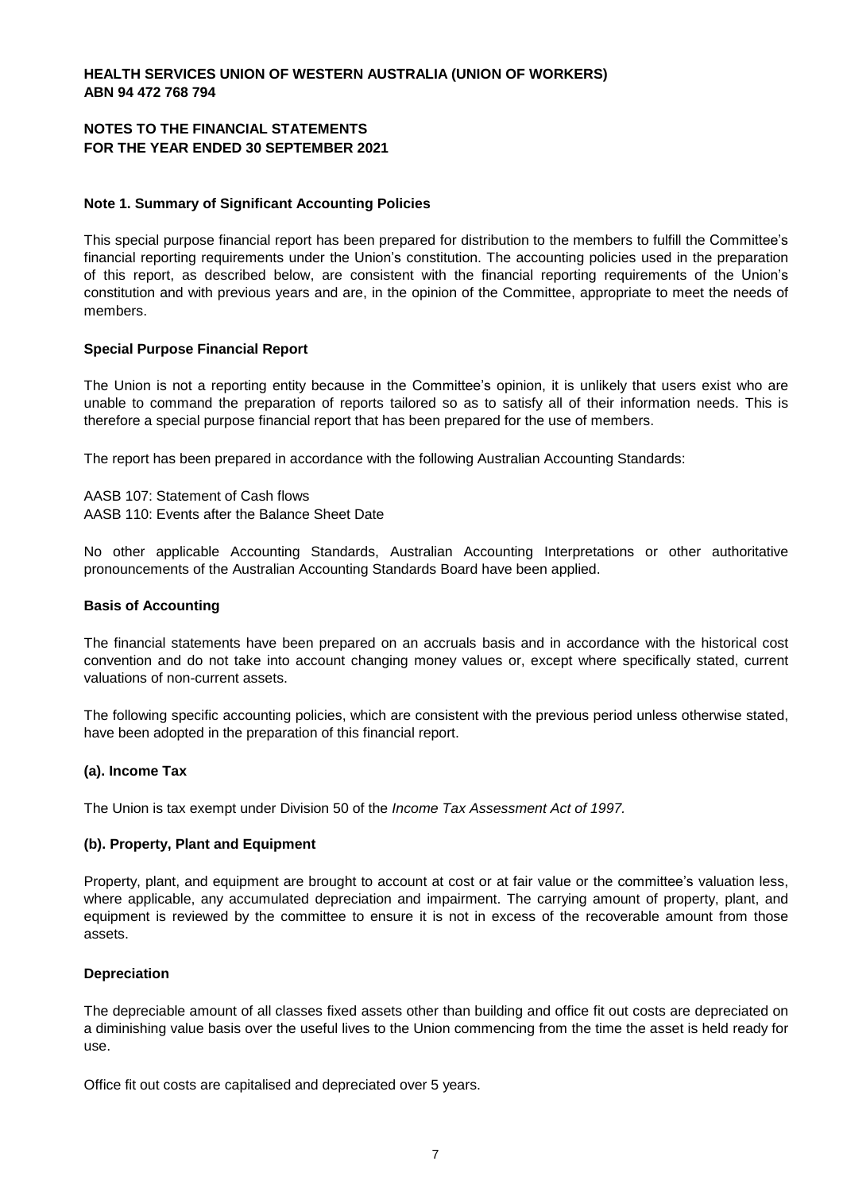**HEALTH SERVICES UNION OF WESTERN AUSTRALIA (UNION OF WORKERS)**
**ABN 94 472 768 794**

**NOTES TO THE FINANCIAL STATEMENTS**
**FOR THE YEAR ENDED 30 SEPTEMBER 2021**

## Note 1. Summary of Significant Accounting Policies

This special purpose financial report has been prepared for distribution to the members to fulfill the Committee's financial reporting requirements under the Union's constitution. The accounting policies used in the preparation of this report, as described below, are consistent with the financial reporting requirements of the Union's constitution and with previous years and are, in the opinion of the Committee, appropriate to meet the needs of members.

### Special Purpose Financial Report

The Union is not a reporting entity because in the Committee's opinion, it is unlikely that users exist who are unable to command the preparation of reports tailored so as to satisfy all of their information needs. This is therefore a special purpose financial report that has been prepared for the use of members.

The report has been prepared in accordance with the following Australian Accounting Standards:

AASB 107: Statement of Cash flows
AASB 110: Events after the Balance Sheet Date

No other applicable Accounting Standards, Australian Accounting Interpretations or other authoritative pronouncements of the Australian Accounting Standards Board have been applied.

### Basis of Accounting

The financial statements have been prepared on an accruals basis and in accordance with the historical cost convention and do not take into account changing money values or, except where specifically stated, current valuations of non-current assets.

The following specific accounting policies, which are consistent with the previous period unless otherwise stated, have been adopted in the preparation of this financial report.

### (a). Income Tax

The Union is tax exempt under Division 50 of the *Income Tax Assessment Act of 1997.*

### (b). Property, Plant and Equipment

Property, plant, and equipment are brought to account at cost or at fair value or the committee's valuation less, where applicable, any accumulated depreciation and impairment. The carrying amount of property, plant, and equipment is reviewed by the committee to ensure it is not in excess of the recoverable amount from those assets.

### Depreciation

The depreciable amount of all classes fixed assets other than building and office fit out costs are depreciated on a diminishing value basis over the useful lives to the Union commencing from the time the asset is held ready for use.

Office fit out costs are capitalised and depreciated over 5 years.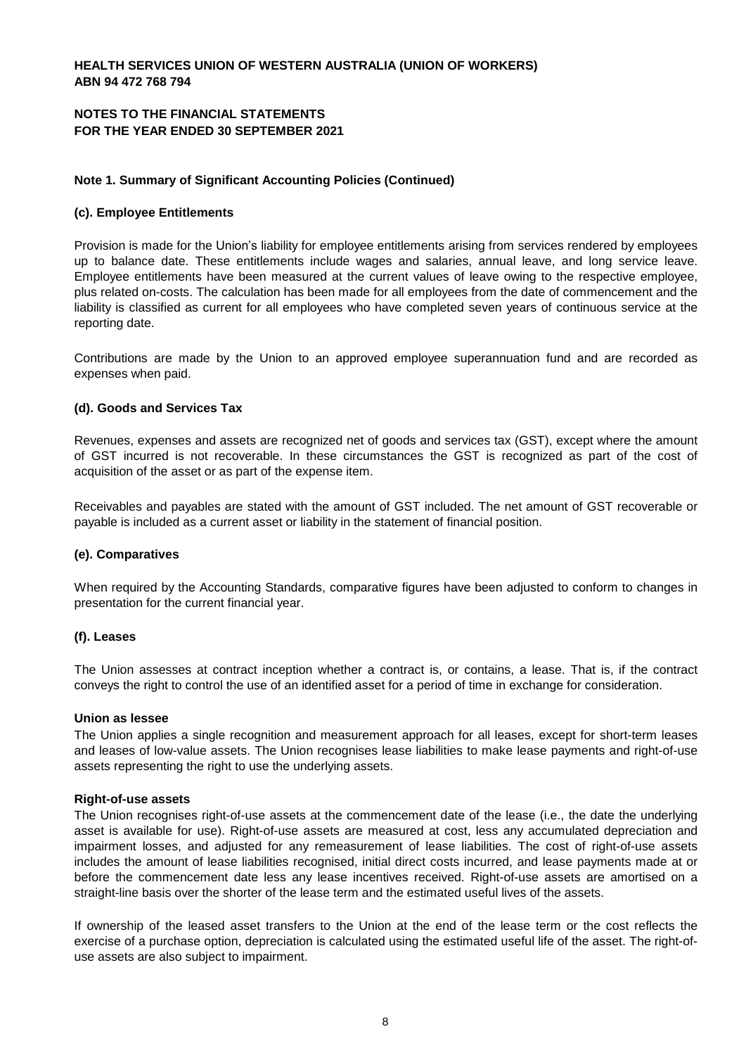**HEALTH SERVICES UNION OF WESTERN AUSTRALIA (UNION OF WORKERS)**
**ABN 94 472 768 794**

**NOTES TO THE FINANCIAL STATEMENTS**
**FOR THE YEAR ENDED 30 SEPTEMBER 2021**

**Note 1. Summary of Significant Accounting Policies (Continued)**

**(c). Employee Entitlements**

Provision is made for the Union's liability for employee entitlements arising from services rendered by employees up to balance date. These entitlements include wages and salaries, annual leave, and long service leave. Employee entitlements have been measured at the current values of leave owing to the respective employee, plus related on-costs. The calculation has been made for all employees from the date of commencement and the liability is classified as current for all employees who have completed seven years of continuous service at the reporting date.

Contributions are made by the Union to an approved employee superannuation fund and are recorded as expenses when paid.

**(d). Goods and Services Tax**

Revenues, expenses and assets are recognized net of goods and services tax (GST), except where the amount of GST incurred is not recoverable. In these circumstances the GST is recognized as part of the cost of acquisition of the asset or as part of the expense item.

Receivables and payables are stated with the amount of GST included. The net amount of GST recoverable or payable is included as a current asset or liability in the statement of financial position.

**(e). Comparatives**

When required by the Accounting Standards, comparative figures have been adjusted to conform to changes in presentation for the current financial year.

**(f). Leases**

The Union assesses at contract inception whether a contract is, or contains, a lease. That is, if the contract conveys the right to control the use of an identified asset for a period of time in exchange for consideration.

**Union as lessee**
The Union applies a single recognition and measurement approach for all leases, except for short-term leases and leases of low-value assets. The Union recognises lease liabilities to make lease payments and right-of-use assets representing the right to use the underlying assets.

**Right-of-use assets**
The Union recognises right-of-use assets at the commencement date of the lease (i.e., the date the underlying asset is available for use). Right-of-use assets are measured at cost, less any accumulated depreciation and impairment losses, and adjusted for any remeasurement of lease liabilities. The cost of right-of-use assets includes the amount of lease liabilities recognised, initial direct costs incurred, and lease payments made at or before the commencement date less any lease incentives received. Right-of-use assets are amortised on a straight-line basis over the shorter of the lease term and the estimated useful lives of the assets.

If ownership of the leased asset transfers to the Union at the end of the lease term or the cost reflects the exercise of a purchase option, depreciation is calculated using the estimated useful life of the asset. The right-of-use assets are also subject to impairment.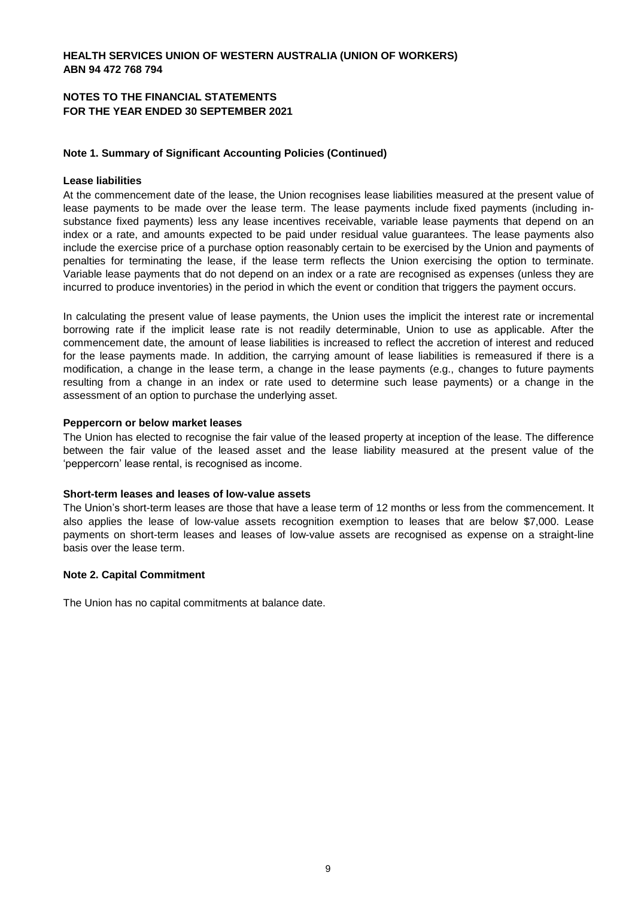**HEALTH SERVICES UNION OF WESTERN AUSTRALIA (UNION OF WORKERS)**
**ABN 94 472 768 794**

**NOTES TO THE FINANCIAL STATEMENTS**
**FOR THE YEAR ENDED 30 SEPTEMBER 2021**

### Note 1. Summary of Significant Accounting Policies (Continued)

**Lease liabilities**

At the commencement date of the lease, the Union recognises lease liabilities measured at the present value of lease payments to be made over the lease term. The lease payments include fixed payments (including in-substance fixed payments) less any lease incentives receivable, variable lease payments that depend on an index or a rate, and amounts expected to be paid under residual value guarantees. The lease payments also include the exercise price of a purchase option reasonably certain to be exercised by the Union and payments of penalties for terminating the lease, if the lease term reflects the Union exercising the option to terminate. Variable lease payments that do not depend on an index or a rate are recognised as expenses (unless they are incurred to produce inventories) in the period in which the event or condition that triggers the payment occurs.

In calculating the present value of lease payments, the Union uses the implicit the interest rate or incremental borrowing rate if the implicit lease rate is not readily determinable, Union to use as applicable. After the commencement date, the amount of lease liabilities is increased to reflect the accretion of interest and reduced for the lease payments made. In addition, the carrying amount of lease liabilities is remeasured if there is a modification, a change in the lease term, a change in the lease payments (e.g., changes to future payments resulting from a change in an index or rate used to determine such lease payments) or a change in the assessment of an option to purchase the underlying asset.

**Peppercorn or below market leases**

The Union has elected to recognise the fair value of the leased property at inception of the lease. The difference between the fair value of the leased asset and the lease liability measured at the present value of the 'peppercorn' lease rental, is recognised as income.

**Short-term leases and leases of low-value assets**

The Union's short-term leases are those that have a lease term of 12 months or less from the commencement. It also applies the lease of low-value assets recognition exemption to leases that are below $7,000. Lease payments on short-term leases and leases of low-value assets are recognised as expense on a straight-line basis over the lease term.

### Note 2. Capital Commitment

The Union has no capital commitments at balance date.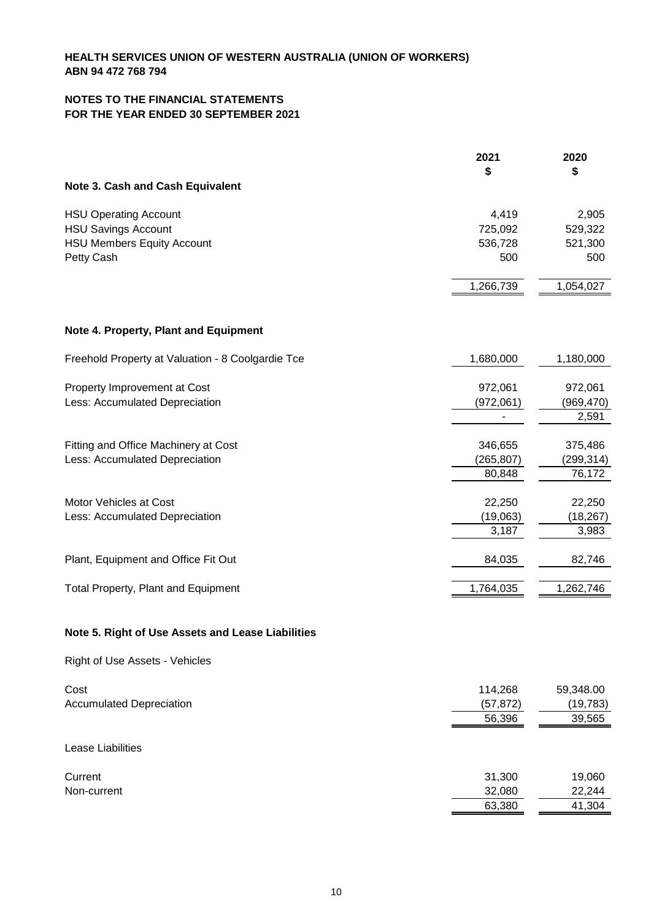**HEALTH SERVICES UNION OF WESTERN AUSTRALIA (UNION OF WORKERS)**
**ABN 94 472 768 794**

**NOTES TO THE FINANCIAL STATEMENTS**
**FOR THE YEAR ENDED 30 SEPTEMBER 2021**

| | 2021 $ | 2020 $ |
|---|---|---|
| **Note 3. Cash and Cash Equivalent** | | |
| HSU Operating Account | 4,419 | 2,905 |
| HSU Savings Account | 725,092 | 529,322 |
| HSU Members Equity Account | 536,728 | 521,300 |
| Petty Cash | 500 | 500 |
| | 1,266,739 | 1,054,027 |

**Note 4. Property, Plant and Equipment**

| | 2021 $ | 2020 $ |
|---|---|---|
| Freehold Property at Valuation - 8 Coolgardie Tce | 1,680,000 | 1,180,000 |
| Property Improvement at Cost | 972,061 | 972,061 |
| Less: Accumulated Depreciation | (972,061) | (969,470) |
| | - | 2,591 |
| Fitting and Office Machinery at Cost | 346,655 | 375,486 |
| Less: Accumulated Depreciation | (265,807) | (299,314) |
| | 80,848 | 76,172 |
| Motor Vehicles at Cost | 22,250 | 22,250 |
| Less: Accumulated Depreciation | (19,063) | (18,267) |
| | 3,187 | 3,983 |
| Plant, Equipment and Office Fit Out | 84,035 | 82,746 |
| Total Property, Plant and Equipment | 1,764,035 | 1,262,746 |

**Note 5. Right of Use Assets and Lease Liabilities**

Right of Use Assets - Vehicles

| | 2021 $ | 2020 $ |
|---|---|---|
| Cost | 114,268 | 59,348.00 |
| Accumulated Depreciation | (57,872) | (19,783) |
| | 56,396 | 39,565 |

Lease Liabilities

| | 2021 $ | 2020 $ |
|---|---|---|
| Current | 31,300 | 19,060 |
| Non-current | 32,080 | 22,244 |
| | 63,380 | 41,304 |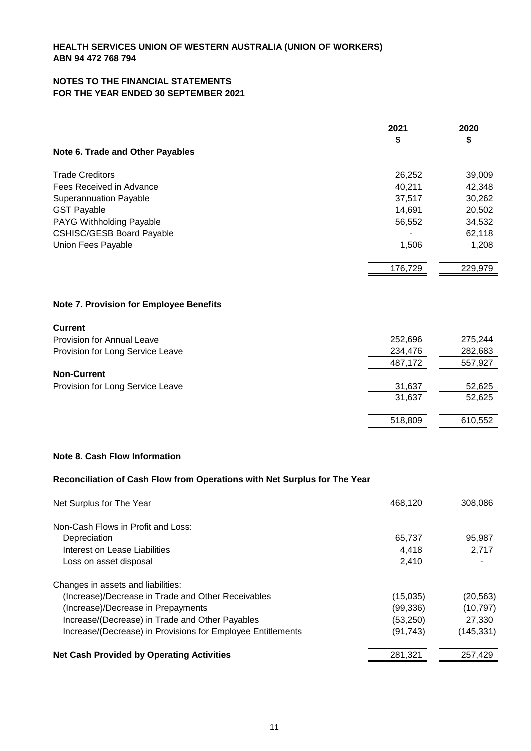**HEALTH SERVICES UNION OF WESTERN AUSTRALIA (UNION OF WORKERS)**
**ABN 94 472 768 794**

**NOTES TO THE FINANCIAL STATEMENTS**
**FOR THE YEAR ENDED 30 SEPTEMBER 2021**

## Note 6. Trade and Other Payables

| | 2021 $ | 2020 $ |
|---|---|---|
| Trade Creditors | 26,252 | 39,009 |
| Fees Received in Advance | 40,211 | 42,348 |
| Superannuation Payable | 37,517 | 30,262 |
| GST Payable | 14,691 | 20,502 |
| PAYG Withholding Payable | 56,552 | 34,532 |
| CSHISC/GESB Board Payable | - | 62,118 |
| Union Fees Payable | 1,506 | 1,208 |
| | 176,729 | 229,979 |

## Note 7. Provision for Employee Benefits

| | 2021 $ | 2020 $ |
|---|---|---|
| **Current** | | |
| Provision for Annual Leave | 252,696 | 275,244 |
| Provision for Long Service Leave | 234,476 | 282,683 |
| | 487,172 | 557,927 |
| **Non-Current** | | |
| Provision for Long Service Leave | 31,637 | 52,625 |
| | 31,637 | 52,625 |
| | 518,809 | 610,552 |

## Note 8. Cash Flow Information

**Reconciliation of Cash Flow from Operations with Net Surplus for The Year**

| | 2021 $ | 2020 $ |
|---|---|---|
| Net Surplus for The Year | 468,120 | 308,086 |
| Non-Cash Flows in Profit and Loss: | | |
| Depreciation | 65,737 | 95,987 |
| Interest on Lease Liabilities | 4,418 | 2,717 |
| Loss on asset disposal | 2,410 | - |
| Changes in assets and liabilities: | | |
| (Increase)/Decrease in Trade and Other Receivables | (15,035) | (20,563) |
| (Increase)/Decrease in Prepayments | (99,336) | (10,797) |
| Increase/(Decrease) in Trade and Other Payables | (53,250) | 27,330 |
| Increase/(Decrease) in Provisions for Employee Entitlements | (91,743) | (145,331) |
| **Net Cash Provided by Operating Activities** | 281,321 | 257,429 |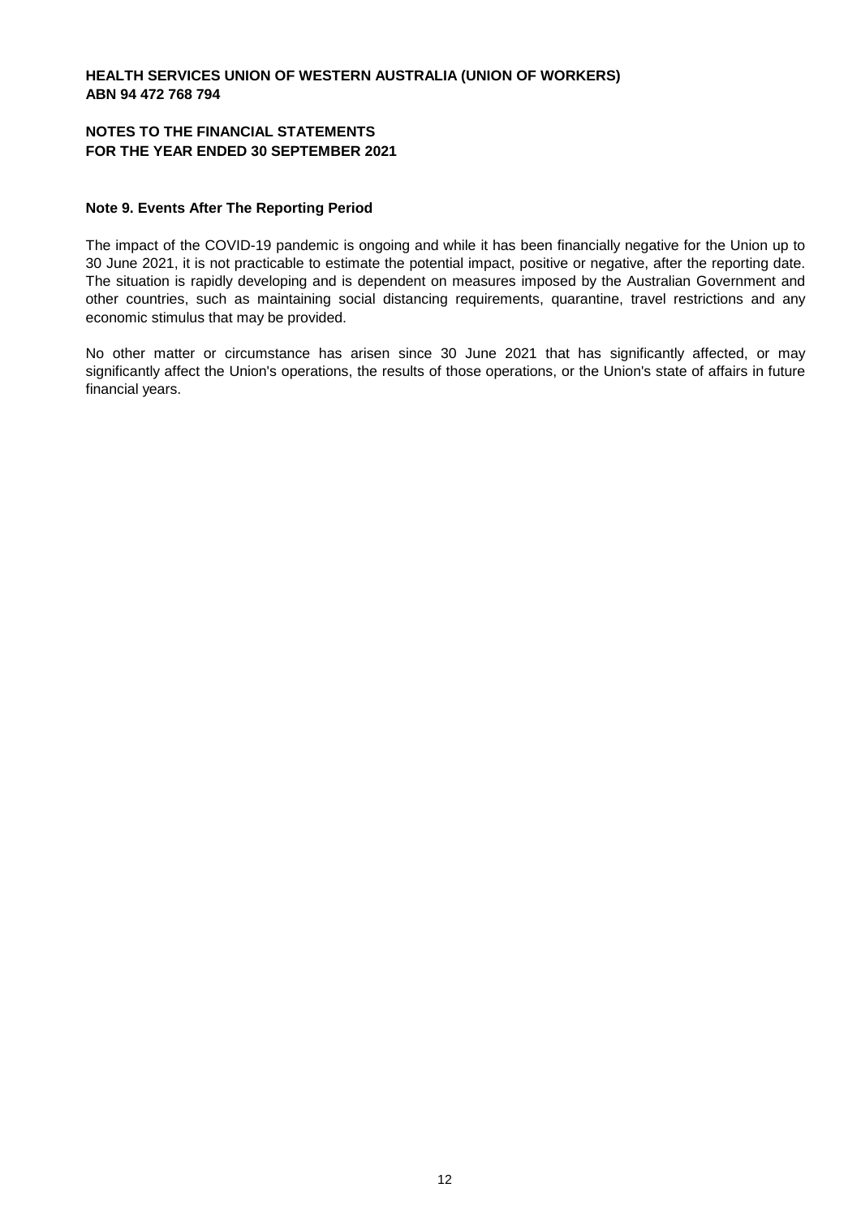**HEALTH SERVICES UNION OF WESTERN AUSTRALIA (UNION OF WORKERS)**
**ABN 94 472 768 794**

**NOTES TO THE FINANCIAL STATEMENTS**
**FOR THE YEAR ENDED 30 SEPTEMBER 2021**

**Note 9. Events After The Reporting Period**

The impact of the COVID-19 pandemic is ongoing and while it has been financially negative for the Union up to 30 June 2021, it is not practicable to estimate the potential impact, positive or negative, after the reporting date. The situation is rapidly developing and is dependent on measures imposed by the Australian Government and other countries, such as maintaining social distancing requirements, quarantine, travel restrictions and any economic stimulus that may be provided.

No other matter or circumstance has arisen since 30 June 2021 that has significantly affected, or may significantly affect the Union's operations, the results of those operations, or the Union's state of affairs in future financial years.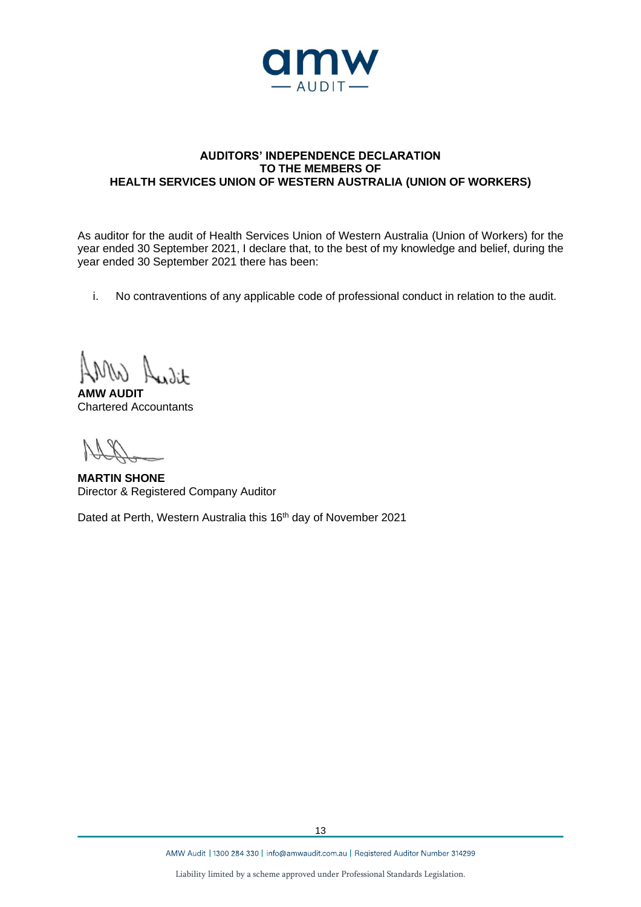# AUDITORS' INDEPENDENCE DECLARATION
## TO THE MEMBERS OF
## HEALTH SERVICES UNION OF WESTERN AUSTRALIA (UNION OF WORKERS)

As auditor for the audit of Health Services Union of Western Australia (Union of Workers) for the year ended 30 September 2021, I declare that, to the best of my knowledge and belief, during the year ended 30 September 2021 there has been:

i. No contraventions of any applicable code of professional conduct in relation to the audit.

**AMW AUDIT**
Chartered Accountants

**MARTIN SHONE**
Director & Registered Company Auditor

Dated at Perth, Western Australia this 16th day of November 2021

AMW Audit | 1300 284 330 | info@amwaudit.com.au | Registered Auditor Number 314299

Liability limited by a scheme approved under Professional Standards Legislation.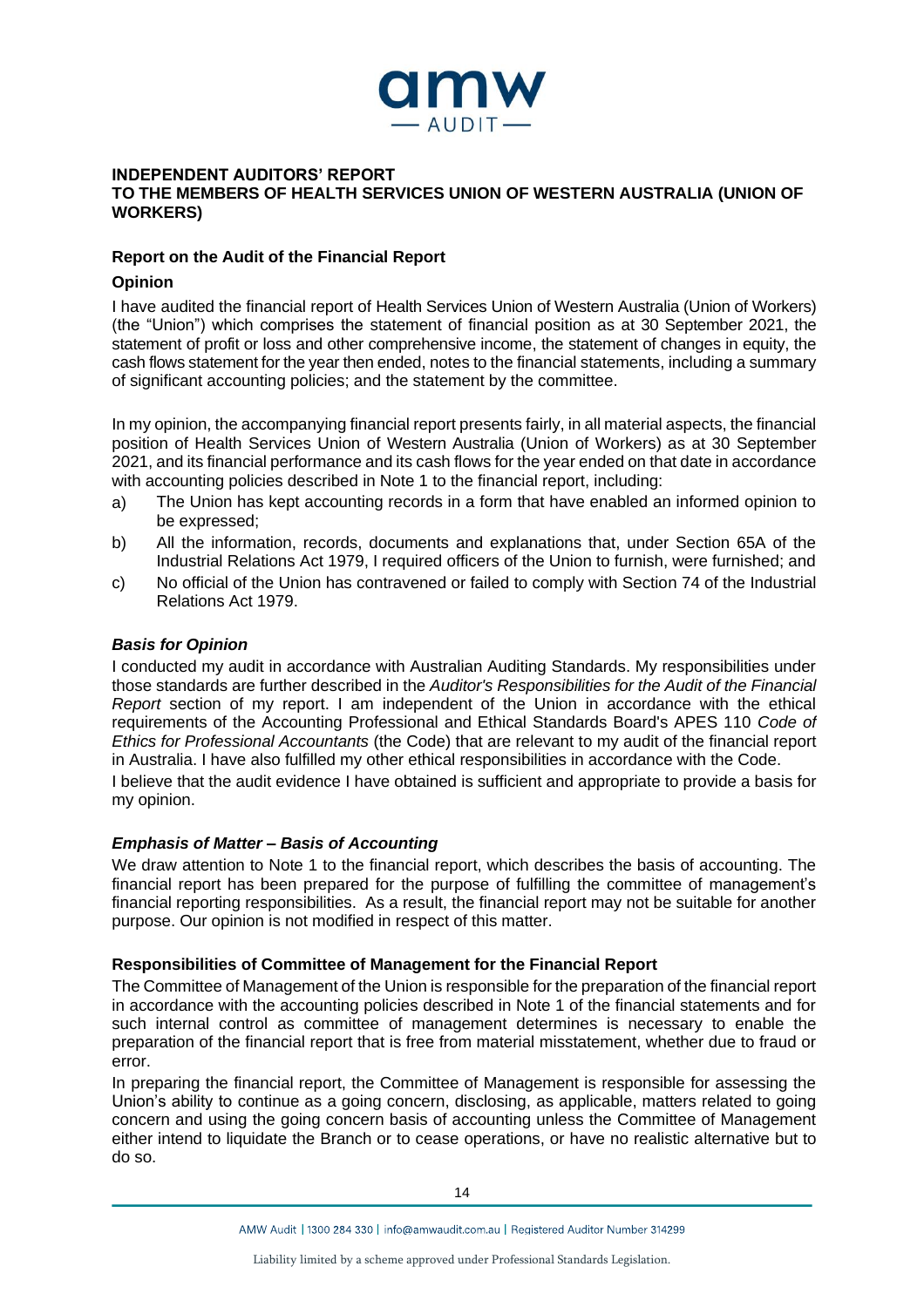## INDEPENDENT AUDITORS' REPORT
## TO THE MEMBERS OF HEALTH SERVICES UNION OF WESTERN AUSTRALIA (UNION OF WORKERS)

### Report on the Audit of the Financial Report

#### Opinion

I have audited the financial report of Health Services Union of Western Australia (Union of Workers) (the "Union") which comprises the statement of financial position as at 30 September 2021, the statement of profit or loss and other comprehensive income, the statement of changes in equity, the cash flows statement for the year then ended, notes to the financial statements, including a summary of significant accounting policies; and the statement by the committee.

In my opinion, the accompanying financial report presents fairly, in all material aspects, the financial position of Health Services Union of Western Australia (Union of Workers) as at 30 September 2021, and its financial performance and its cash flows for the year ended on that date in accordance with accounting policies described in Note 1 to the financial report, including:

a) The Union has kept accounting records in a form that have enabled an informed opinion to be expressed;
b) All the information, records, documents and explanations that, under Section 65A of the Industrial Relations Act 1979, I required officers of the Union to furnish, were furnished; and
c) No official of the Union has contravened or failed to comply with Section 74 of the Industrial Relations Act 1979.

#### *Basis for Opinion*

I conducted my audit in accordance with Australian Auditing Standards. My responsibilities under those standards are further described in the *Auditor's Responsibilities for the Audit of the Financial Report* section of my report. I am independent of the Union in accordance with the ethical requirements of the Accounting Professional and Ethical Standards Board's APES 110 *Code of Ethics for Professional Accountants* (the Code) that are relevant to my audit of the financial report in Australia. I have also fulfilled my other ethical responsibilities in accordance with the Code.

I believe that the audit evidence I have obtained is sufficient and appropriate to provide a basis for my opinion.

#### *Emphasis of Matter – Basis of Accounting*

We draw attention to Note 1 to the financial report, which describes the basis of accounting. The financial report has been prepared for the purpose of fulfilling the committee of management's financial reporting responsibilities. As a result, the financial report may not be suitable for another purpose. Our opinion is not modified in respect of this matter.

#### Responsibilities of Committee of Management for the Financial Report

The Committee of Management of the Union is responsible for the preparation of the financial report in accordance with the accounting policies described in Note 1 of the financial statements and for such internal control as committee of management determines is necessary to enable the preparation of the financial report that is free from material misstatement, whether due to fraud or error.

In preparing the financial report, the Committee of Management is responsible for assessing the Union's ability to continue as a going concern, disclosing, as applicable, matters related to going concern and using the going concern basis of accounting unless the Committee of Management either intend to liquidate the Branch or to cease operations, or have no realistic alternative but to do so.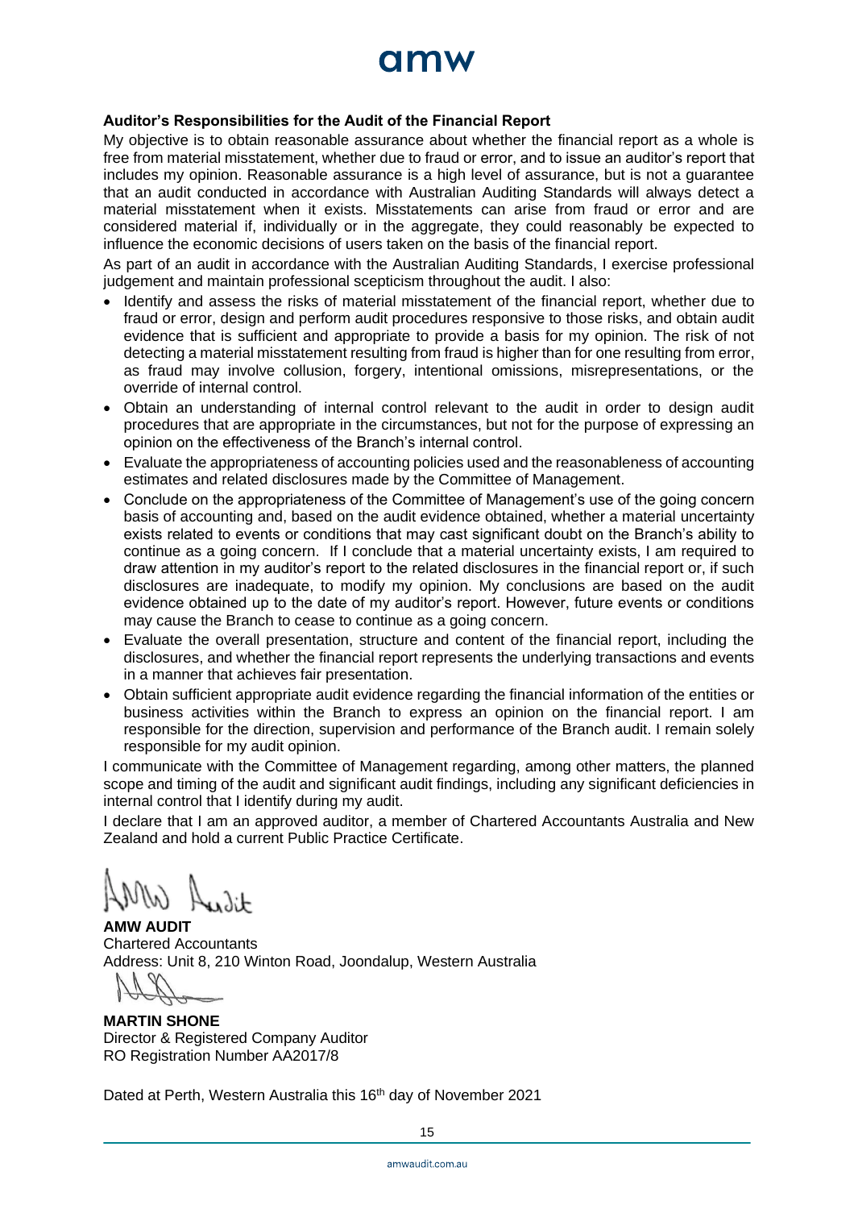### Auditor's Responsibilities for the Audit of the Financial Report

My objective is to obtain reasonable assurance about whether the financial report as a whole is free from material misstatement, whether due to fraud or error, and to issue an auditor's report that includes my opinion. Reasonable assurance is a high level of assurance, but is not a guarantee that an audit conducted in accordance with Australian Auditing Standards will always detect a material misstatement when it exists. Misstatements can arise from fraud or error and are considered material if, individually or in the aggregate, they could reasonably be expected to influence the economic decisions of users taken on the basis of the financial report.

As part of an audit in accordance with the Australian Auditing Standards, I exercise professional judgement and maintain professional scepticism throughout the audit. I also:

- Identify and assess the risks of material misstatement of the financial report, whether due to fraud or error, design and perform audit procedures responsive to those risks, and obtain audit evidence that is sufficient and appropriate to provide a basis for my opinion. The risk of not detecting a material misstatement resulting from fraud is higher than for one resulting from error, as fraud may involve collusion, forgery, intentional omissions, misrepresentations, or the override of internal control.
- Obtain an understanding of internal control relevant to the audit in order to design audit procedures that are appropriate in the circumstances, but not for the purpose of expressing an opinion on the effectiveness of the Branch's internal control.
- Evaluate the appropriateness of accounting policies used and the reasonableness of accounting estimates and related disclosures made by the Committee of Management.
- Conclude on the appropriateness of the Committee of Management's use of the going concern basis of accounting and, based on the audit evidence obtained, whether a material uncertainty exists related to events or conditions that may cast significant doubt on the Branch's ability to continue as a going concern. If I conclude that a material uncertainty exists, I am required to draw attention in my auditor's report to the related disclosures in the financial report or, if such disclosures are inadequate, to modify my opinion. My conclusions are based on the audit evidence obtained up to the date of my auditor's report. However, future events or conditions may cause the Branch to cease to continue as a going concern.
- Evaluate the overall presentation, structure and content of the financial report, including the disclosures, and whether the financial report represents the underlying transactions and events in a manner that achieves fair presentation.
- Obtain sufficient appropriate audit evidence regarding the financial information of the entities or business activities within the Branch to express an opinion on the financial report. I am responsible for the direction, supervision and performance of the Branch audit. I remain solely responsible for my audit opinion.

I communicate with the Committee of Management regarding, among other matters, the planned scope and timing of the audit and significant audit findings, including any significant deficiencies in internal control that I identify during my audit.

I declare that I am an approved auditor, a member of Chartered Accountants Australia and New Zealand and hold a current Public Practice Certificate.

**AMW AUDIT**
Chartered Accountants
Address: Unit 8, 210 Winton Road, Joondalup, Western Australia

**MARTIN SHONE**
Director & Registered Company Auditor
RO Registration Number AA2017/8

Dated at Perth, Western Australia this 16th day of November 2021